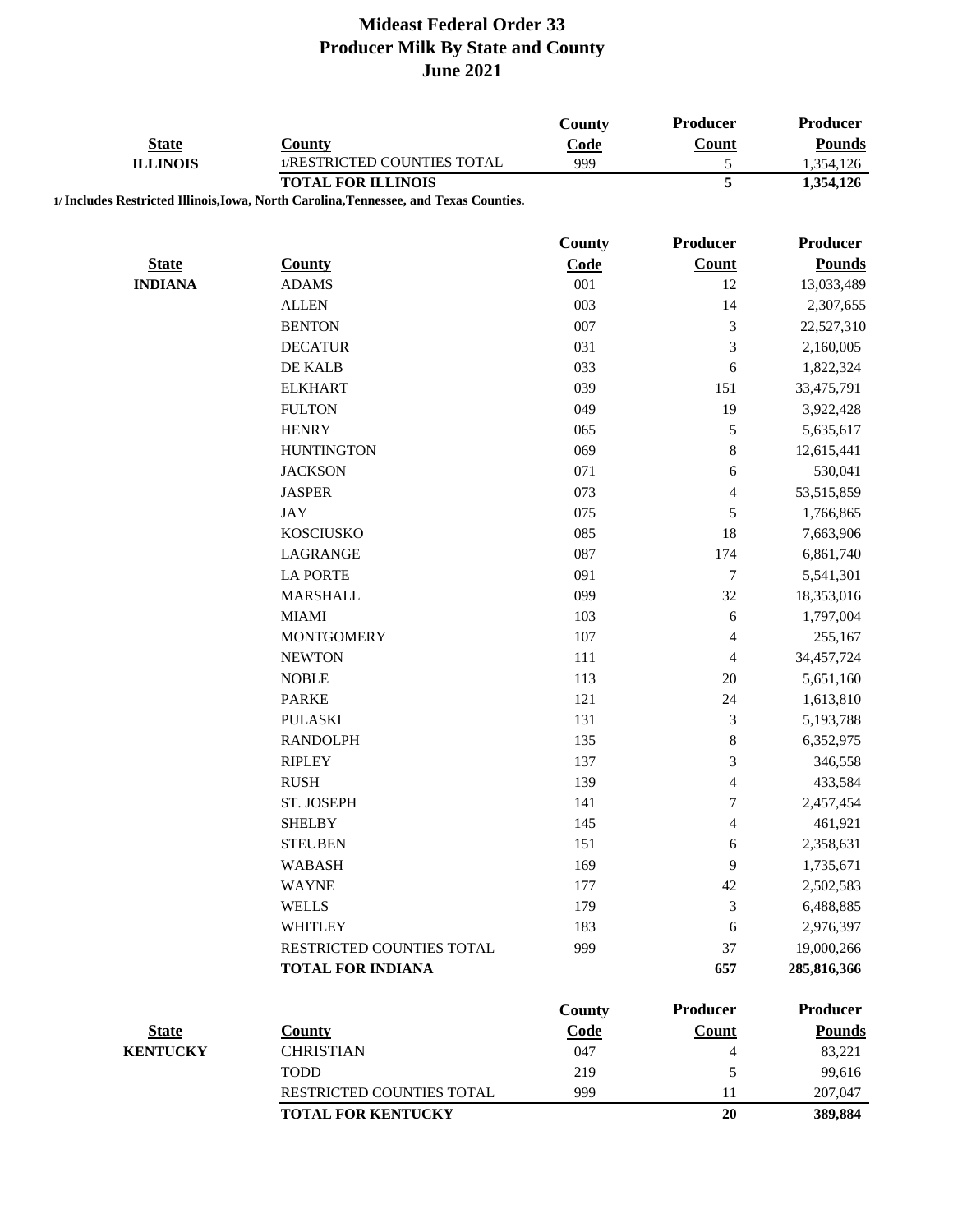# Mideast Federal Order 33
## Producer Milk By State and County
## June 2021

| State | County | County Code | Producer Count | Producer Pounds |
|---|---|---|---|---|
| **ILLINOIS** | 1/RESTRICTED COUNTIES TOTAL | 999 | 5 | 1,354,126 |
| | **TOTAL FOR ILLINOIS** | | **5** | **1,354,126** |

**1/ Includes Restricted Illinois,Iowa, North Carolina,Tennessee, and Texas Counties.**

| State | County | County Code | Producer Count | Producer Pounds |
|---|---|---|---|---|
| **INDIANA** | ADAMS | 001 | 12 | 13,033,489 |
| | ALLEN | 003 | 14 | 2,307,655 |
| | BENTON | 007 | 3 | 22,527,310 |
| | DECATUR | 031 | 3 | 2,160,005 |
| | DE KALB | 033 | 6 | 1,822,324 |
| | ELKHART | 039 | 151 | 33,475,791 |
| | FULTON | 049 | 19 | 3,922,428 |
| | HENRY | 065 | 5 | 5,635,617 |
| | HUNTINGTON | 069 | 8 | 12,615,441 |
| | JACKSON | 071 | 6 | 530,041 |
| | JASPER | 073 | 4 | 53,515,859 |
| | JAY | 075 | 5 | 1,766,865 |
| | KOSCIUSKO | 085 | 18 | 7,663,906 |
| | LAGRANGE | 087 | 174 | 6,861,740 |
| | LA PORTE | 091 | 7 | 5,541,301 |
| | MARSHALL | 099 | 32 | 18,353,016 |
| | MIAMI | 103 | 6 | 1,797,004 |
| | MONTGOMERY | 107 | 4 | 255,167 |
| | NEWTON | 111 | 4 | 34,457,724 |
| | NOBLE | 113 | 20 | 5,651,160 |
| | PARKE | 121 | 24 | 1,613,810 |
| | PULASKI | 131 | 3 | 5,193,788 |
| | RANDOLPH | 135 | 8 | 6,352,975 |
| | RIPLEY | 137 | 3 | 346,558 |
| | RUSH | 139 | 4 | 433,584 |
| | ST. JOSEPH | 141 | 7 | 2,457,454 |
| | SHELBY | 145 | 4 | 461,921 |
| | STEUBEN | 151 | 6 | 2,358,631 |
| | WABASH | 169 | 9 | 1,735,671 |
| | WAYNE | 177 | 42 | 2,502,583 |
| | WELLS | 179 | 3 | 6,488,885 |
| | WHITLEY | 183 | 6 | 2,976,397 |
| | RESTRICTED COUNTIES TOTAL | 999 | 37 | 19,000,266 |
| | **TOTAL FOR INDIANA** | | **657** | **285,816,366** |

| State | County | County Code | Producer Count | Producer Pounds |
|---|---|---|---|---|
| **KENTUCKY** | CHRISTIAN | 047 | 4 | 83,221 |
| | TODD | 219 | 5 | 99,616 |
| | RESTRICTED COUNTIES TOTAL | 999 | 11 | 207,047 |
| | **TOTAL FOR KENTUCKY** | | **20** | **389,884** |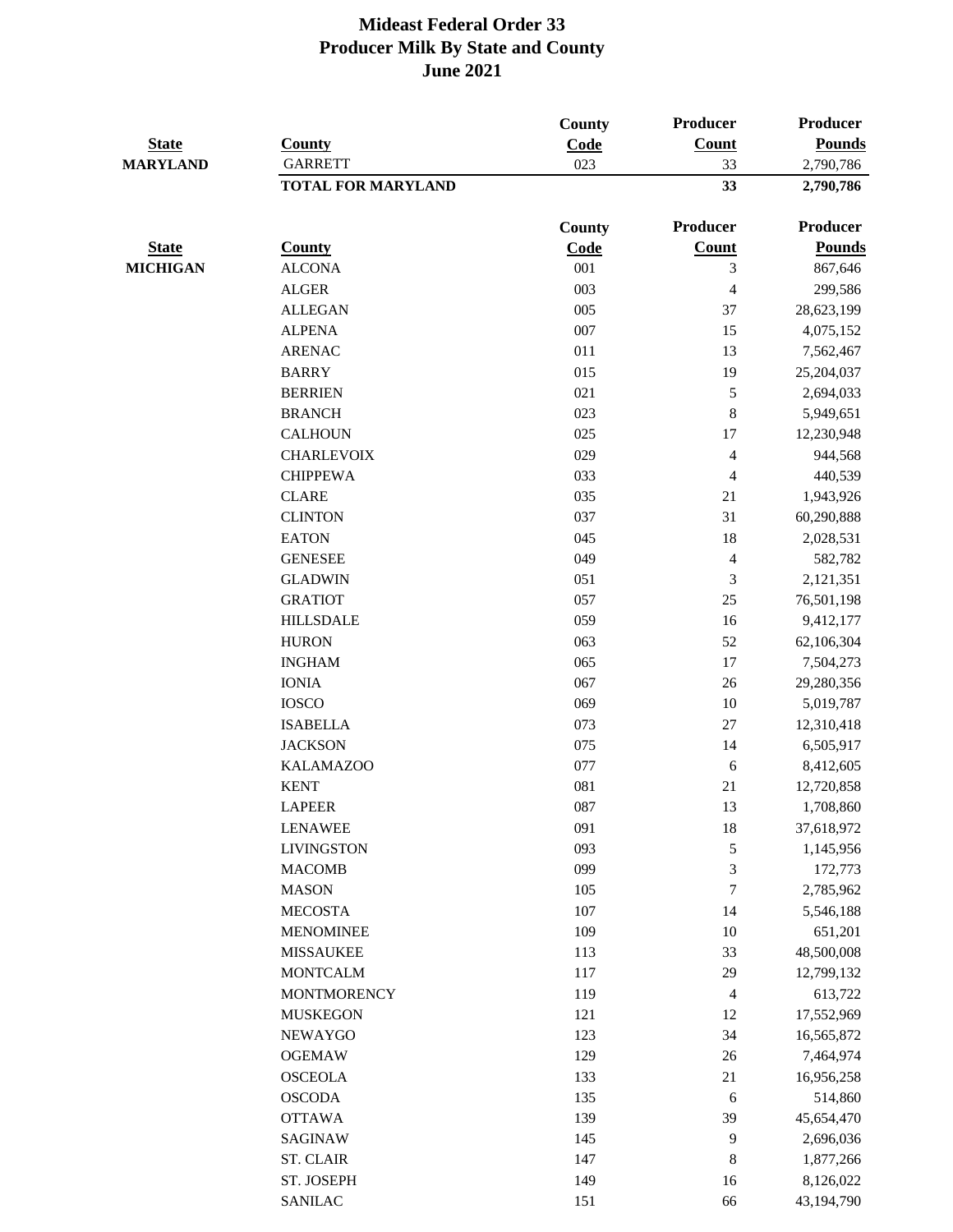# Mideast Federal Order 33
## Producer Milk By State and County
## June 2021

| State | County | County Code | Producer Count | Producer Pounds |
|---|---|---|---|---|
| MARYLAND | GARRETT | 023 | 33 | 2,790,786 |
| | **TOTAL FOR MARYLAND** | | **33** | **2,790,786** |

| State | County | County Code | Producer Count | Producer Pounds |
|---|---|---|---|---|
| MICHIGAN | ALCONA | 001 | 3 | 867,646 |
| | ALGER | 003 | 4 | 299,586 |
| | ALLEGAN | 005 | 37 | 28,623,199 |
| | ALPENA | 007 | 15 | 4,075,152 |
| | ARENAC | 011 | 13 | 7,562,467 |
| | BARRY | 015 | 19 | 25,204,037 |
| | BERRIEN | 021 | 5 | 2,694,033 |
| | BRANCH | 023 | 8 | 5,949,651 |
| | CALHOUN | 025 | 17 | 12,230,948 |
| | CHARLEVOIX | 029 | 4 | 944,568 |
| | CHIPPEWA | 033 | 4 | 440,539 |
| | CLARE | 035 | 21 | 1,943,926 |
| | CLINTON | 037 | 31 | 60,290,888 |
| | EATON | 045 | 18 | 2,028,531 |
| | GENESEE | 049 | 4 | 582,782 |
| | GLADWIN | 051 | 3 | 2,121,351 |
| | GRATIOT | 057 | 25 | 76,501,198 |
| | HILLSDALE | 059 | 16 | 9,412,177 |
| | HURON | 063 | 52 | 62,106,304 |
| | INGHAM | 065 | 17 | 7,504,273 |
| | IONIA | 067 | 26 | 29,280,356 |
| | IOSCO | 069 | 10 | 5,019,787 |
| | ISABELLA | 073 | 27 | 12,310,418 |
| | JACKSON | 075 | 14 | 6,505,917 |
| | KALAMAZOO | 077 | 6 | 8,412,605 |
| | KENT | 081 | 21 | 12,720,858 |
| | LAPEER | 087 | 13 | 1,708,860 |
| | LENAWEE | 091 | 18 | 37,618,972 |
| | LIVINGSTON | 093 | 5 | 1,145,956 |
| | MACOMB | 099 | 3 | 172,773 |
| | MASON | 105 | 7 | 2,785,962 |
| | MECOSTA | 107 | 14 | 5,546,188 |
| | MENOMINEE | 109 | 10 | 651,201 |
| | MISSAUKEE | 113 | 33 | 48,500,008 |
| | MONTCALM | 117 | 29 | 12,799,132 |
| | MONTMORENCY | 119 | 4 | 613,722 |
| | MUSKEGON | 121 | 12 | 17,552,969 |
| | NEWAYGO | 123 | 34 | 16,565,872 |
| | OGEMAW | 129 | 26 | 7,464,974 |
| | OSCEOLA | 133 | 21 | 16,956,258 |
| | OSCODA | 135 | 6 | 514,860 |
| | OTTAWA | 139 | 39 | 45,654,470 |
| | SAGINAW | 145 | 9 | 2,696,036 |
| | ST. CLAIR | 147 | 8 | 1,877,266 |
| | ST. JOSEPH | 149 | 16 | 8,126,022 |
| | SANILAC | 151 | 66 | 43,194,790 |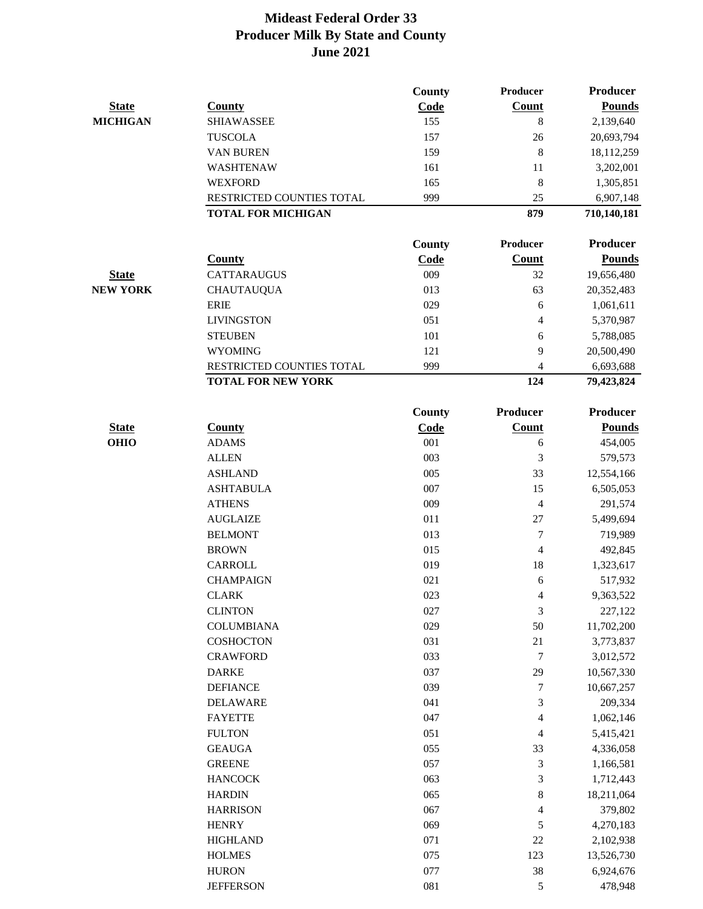# Mideast Federal Order 33
## Producer Milk By State and County
## June 2021

| State | County | County Code | Producer Count | Producer Pounds |
|---|---|---|---|---|
| MICHIGAN | SHIAWASSEE | 155 | 8 | 2,139,640 |
| | TUSCOLA | 157 | 26 | 20,693,794 |
| | VAN BUREN | 159 | 8 | 18,112,259 |
| | WASHTENAW | 161 | 11 | 3,202,001 |
| | WEXFORD | 165 | 8 | 1,305,851 |
| | RESTRICTED COUNTIES TOTAL | 999 | 25 | 6,907,148 |
| | **TOTAL FOR MICHIGAN** | | **879** | **710,140,181** |

| State | County | County Code | Producer Count | Producer Pounds |
|---|---|---|---|---|
| NEW YORK | CATTARAUGUS | 009 | 32 | 19,656,480 |
| | CHAUTAUQUA | 013 | 63 | 20,352,483 |
| | ERIE | 029 | 6 | 1,061,611 |
| | LIVINGSTON | 051 | 4 | 5,370,987 |
| | STEUBEN | 101 | 6 | 5,788,085 |
| | WYOMING | 121 | 9 | 20,500,490 |
| | RESTRICTED COUNTIES TOTAL | 999 | 4 | 6,693,688 |
| | **TOTAL FOR NEW YORK** | | **124** | **79,423,824** |

| State | County | County Code | Producer Count | Producer Pounds |
|---|---|---|---|---|
| OHIO | ADAMS | 001 | 6 | 454,005 |
| | ALLEN | 003 | 3 | 579,573 |
| | ASHLAND | 005 | 33 | 12,554,166 |
| | ASHTABULA | 007 | 15 | 6,505,053 |
| | ATHENS | 009 | 4 | 291,574 |
| | AUGLAIZE | 011 | 27 | 5,499,694 |
| | BELMONT | 013 | 7 | 719,989 |
| | BROWN | 015 | 4 | 492,845 |
| | CARROLL | 019 | 18 | 1,323,617 |
| | CHAMPAIGN | 021 | 6 | 517,932 |
| | CLARK | 023 | 4 | 9,363,522 |
| | CLINTON | 027 | 3 | 227,122 |
| | COLUMBIANA | 029 | 50 | 11,702,200 |
| | COSHOCTON | 031 | 21 | 3,773,837 |
| | CRAWFORD | 033 | 7 | 3,012,572 |
| | DARKE | 037 | 29 | 10,567,330 |
| | DEFIANCE | 039 | 7 | 10,667,257 |
| | DELAWARE | 041 | 3 | 209,334 |
| | FAYETTE | 047 | 4 | 1,062,146 |
| | FULTON | 051 | 4 | 5,415,421 |
| | GEAUGA | 055 | 33 | 4,336,058 |
| | GREENE | 057 | 3 | 1,166,581 |
| | HANCOCK | 063 | 3 | 1,712,443 |
| | HARDIN | 065 | 8 | 18,211,064 |
| | HARRISON | 067 | 4 | 379,802 |
| | HENRY | 069 | 5 | 4,270,183 |
| | HIGHLAND | 071 | 22 | 2,102,938 |
| | HOLMES | 075 | 123 | 13,526,730 |
| | HURON | 077 | 38 | 6,924,676 |
| | JEFFERSON | 081 | 5 | 478,948 |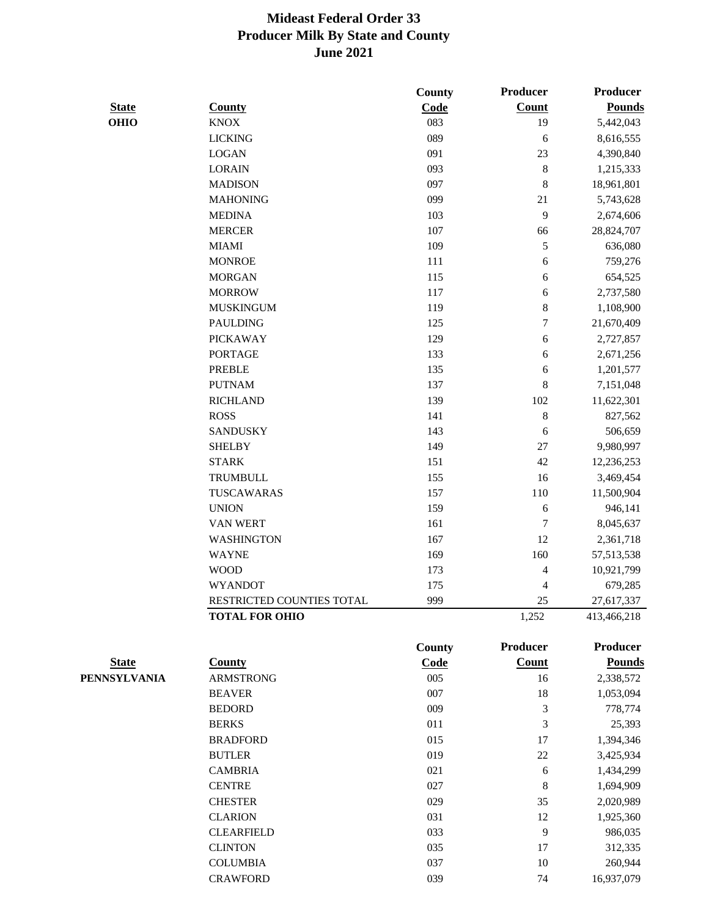# Mideast Federal Order 33
## Producer Milk By State and County
## June 2021

| State | County | County Code | Producer Count | Producer Pounds |
|---|---|---|---|---|
| OHIO | KNOX | 083 | 19 | 5,442,043 |
| | LICKING | 089 | 6 | 8,616,555 |
| | LOGAN | 091 | 23 | 4,390,840 |
| | LORAIN | 093 | 8 | 1,215,333 |
| | MADISON | 097 | 8 | 18,961,801 |
| | MAHONING | 099 | 21 | 5,743,628 |
| | MEDINA | 103 | 9 | 2,674,606 |
| | MERCER | 107 | 66 | 28,824,707 |
| | MIAMI | 109 | 5 | 636,080 |
| | MONROE | 111 | 6 | 759,276 |
| | MORGAN | 115 | 6 | 654,525 |
| | MORROW | 117 | 6 | 2,737,580 |
| | MUSKINGUM | 119 | 8 | 1,108,900 |
| | PAULDING | 125 | 7 | 21,670,409 |
| | PICKAWAY | 129 | 6 | 2,727,857 |
| | PORTAGE | 133 | 6 | 2,671,256 |
| | PREBLE | 135 | 6 | 1,201,577 |
| | PUTNAM | 137 | 8 | 7,151,048 |
| | RICHLAND | 139 | 102 | 11,622,301 |
| | ROSS | 141 | 8 | 827,562 |
| | SANDUSKY | 143 | 6 | 506,659 |
| | SHELBY | 149 | 27 | 9,980,997 |
| | STARK | 151 | 42 | 12,236,253 |
| | TRUMBULL | 155 | 16 | 3,469,454 |
| | TUSCAWARAS | 157 | 110 | 11,500,904 |
| | UNION | 159 | 6 | 946,141 |
| | VAN WERT | 161 | 7 | 8,045,637 |
| | WASHINGTON | 167 | 12 | 2,361,718 |
| | WAYNE | 169 | 160 | 57,513,538 |
| | WOOD | 173 | 4 | 10,921,799 |
| | WYANDOT | 175 | 4 | 679,285 |
| | RESTRICTED COUNTIES TOTAL | 999 | 25 | 27,617,337 |
| | **TOTAL FOR OHIO** | | 1,252 | 413,466,218 |

| State | County | County Code | Producer Count | Producer Pounds |
|---|---|---|---|---|
| PENNSYLVANIA | ARMSTRONG | 005 | 16 | 2,338,572 |
| | BEAVER | 007 | 18 | 1,053,094 |
| | BEDORD | 009 | 3 | 778,774 |
| | BERKS | 011 | 3 | 25,393 |
| | BRADFORD | 015 | 17 | 1,394,346 |
| | BUTLER | 019 | 22 | 3,425,934 |
| | CAMBRIA | 021 | 6 | 1,434,299 |
| | CENTRE | 027 | 8 | 1,694,909 |
| | CHESTER | 029 | 35 | 2,020,989 |
| | CLARION | 031 | 12 | 1,925,360 |
| | CLEARFIELD | 033 | 9 | 986,035 |
| | CLINTON | 035 | 17 | 312,335 |
| | COLUMBIA | 037 | 10 | 260,944 |
| | CRAWFORD | 039 | 74 | 16,937,079 |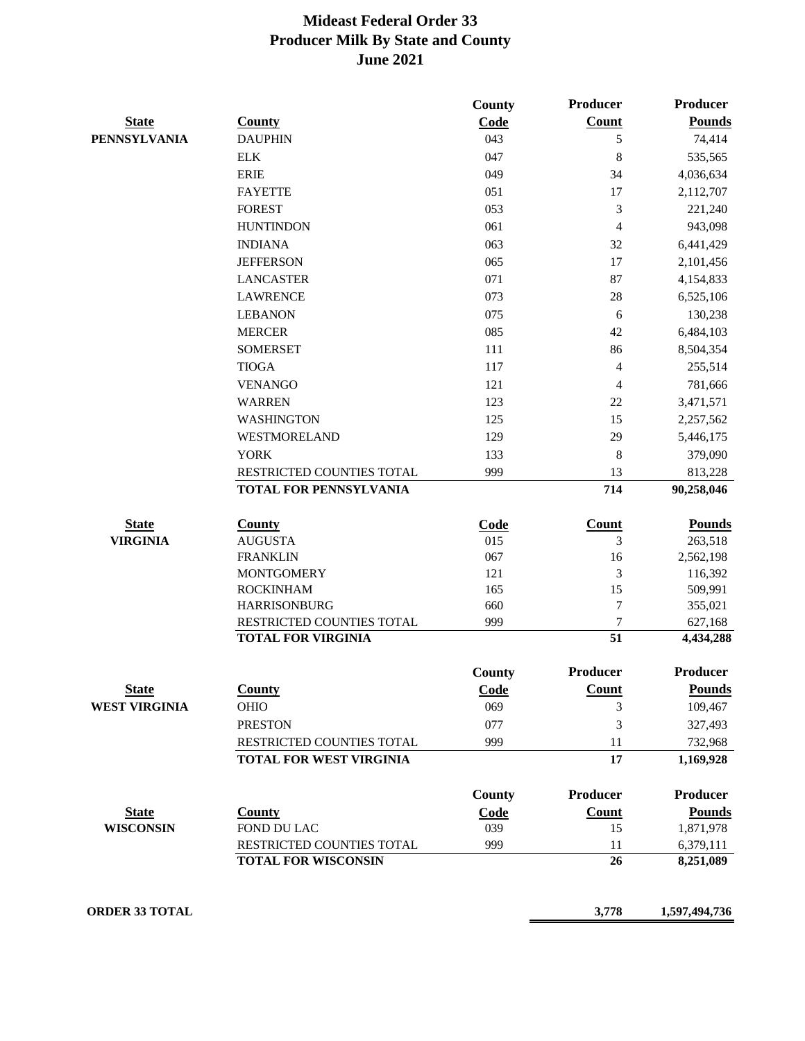# Mideast Federal Order 33
## Producer Milk By State and County
## June 2021

| State | County | County Code | Producer Count | Producer Pounds |
|---|---|---|---|---|
| **PENNSYLVANIA** | DAUPHIN | 043 | 5 | 74,414 |
| | ELK | 047 | 8 | 535,565 |
| | ERIE | 049 | 34 | 4,036,634 |
| | FAYETTE | 051 | 17 | 2,112,707 |
| | FOREST | 053 | 3 | 221,240 |
| | HUNTINDON | 061 | 4 | 943,098 |
| | INDIANA | 063 | 32 | 6,441,429 |
| | JEFFERSON | 065 | 17 | 2,101,456 |
| | LANCASTER | 071 | 87 | 4,154,833 |
| | LAWRENCE | 073 | 28 | 6,525,106 |
| | LEBANON | 075 | 6 | 130,238 |
| | MERCER | 085 | 42 | 6,484,103 |
| | SOMERSET | 111 | 86 | 8,504,354 |
| | TIOGA | 117 | 4 | 255,514 |
| | VENANGO | 121 | 4 | 781,666 |
| | WARREN | 123 | 22 | 3,471,571 |
| | WASHINGTON | 125 | 15 | 2,257,562 |
| | WESTMORELAND | 129 | 29 | 5,446,175 |
| | YORK | 133 | 8 | 379,090 |
| | RESTRICTED COUNTIES TOTAL | 999 | 13 | 813,228 |
| | **TOTAL FOR PENNSYLVANIA** | | **714** | **90,258,046** |

| State | County | Code | Count | Pounds |
|---|---|---|---|---|
| **VIRGINIA** | AUGUSTA | 015 | 3 | 263,518 |
| | FRANKLIN | 067 | 16 | 2,562,198 |
| | MONTGOMERY | 121 | 3 | 116,392 |
| | ROCKINHAM | 165 | 15 | 509,991 |
| | HARRISONBURG | 660 | 7 | 355,021 |
| | RESTRICTED COUNTIES TOTAL | 999 | 7 | 627,168 |
| | **TOTAL FOR VIRGINIA** | | **51** | **4,434,288** |

| State | County | County Code | Producer Count | Producer Pounds |
|---|---|---|---|---|
| **WEST VIRGINIA** | OHIO | 069 | 3 | 109,467 |
| | PRESTON | 077 | 3 | 327,493 |
| | RESTRICTED COUNTIES TOTAL | 999 | 11 | 732,968 |
| | **TOTAL FOR WEST VIRGINIA** | | **17** | **1,169,928** |

| State | County | County Code | Producer Count | Producer Pounds |
|---|---|---|---|---|
| **WISCONSIN** | FOND DU LAC | 039 | 15 | 1,871,978 |
| | RESTRICTED COUNTIES TOTAL | 999 | 11 | 6,379,111 |
| | **TOTAL FOR WISCONSIN** | | **26** | **8,251,089** |

| | | | | |
|---|---|---|---|---|
| **ORDER 33 TOTAL** | | | **3,778** | **1,597,494,736** |